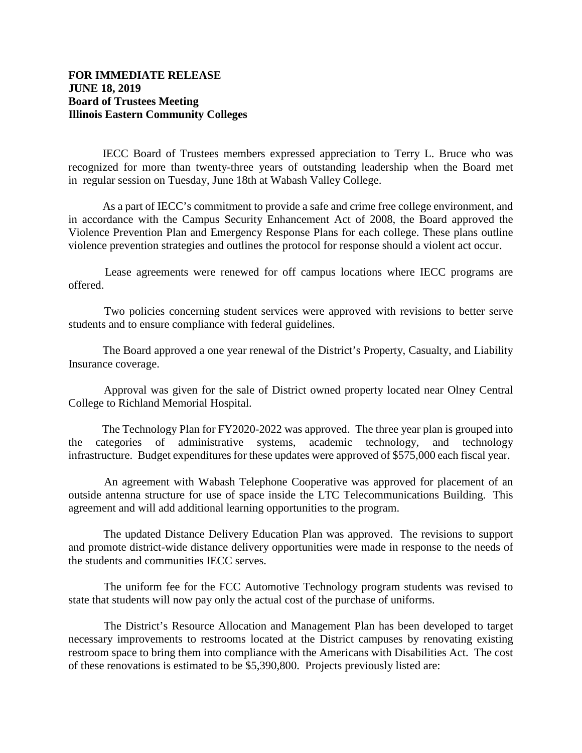**FOR IMMEDIATE RELEASE**
**JUNE 18, 2019**
**Board of Trustees Meeting**
**Illinois Eastern Community Colleges**

IECC Board of Trustees members expressed appreciation to Terry L. Bruce who was recognized for more than twenty-three years of outstanding leadership when the Board met in regular session on Tuesday, June 18th at Wabash Valley College.

As a part of IECC's commitment to provide a safe and crime free college environment, and in accordance with the Campus Security Enhancement Act of 2008, the Board approved the Violence Prevention Plan and Emergency Response Plans for each college. These plans outline violence prevention strategies and outlines the protocol for response should a violent act occur.

Lease agreements were renewed for off campus locations where IECC programs are offered.

Two policies concerning student services were approved with revisions to better serve students and to ensure compliance with federal guidelines.

The Board approved a one year renewal of the District's Property, Casualty, and Liability Insurance coverage.

Approval was given for the sale of District owned property located near Olney Central College to Richland Memorial Hospital.

The Technology Plan for FY2020-2022 was approved. The three year plan is grouped into the categories of administrative systems, academic technology, and technology infrastructure. Budget expenditures for these updates were approved of $575,000 each fiscal year.

An agreement with Wabash Telephone Cooperative was approved for placement of an outside antenna structure for use of space inside the LTC Telecommunications Building. This agreement and will add additional learning opportunities to the program.

The updated Distance Delivery Education Plan was approved. The revisions to support and promote district-wide distance delivery opportunities were made in response to the needs of the students and communities IECC serves.

The uniform fee for the FCC Automotive Technology program students was revised to state that students will now pay only the actual cost of the purchase of uniforms.

The District's Resource Allocation and Management Plan has been developed to target necessary improvements to restrooms located at the District campuses by renovating existing restroom space to bring them into compliance with the Americans with Disabilities Act. The cost of these renovations is estimated to be $5,390,800. Projects previously listed are: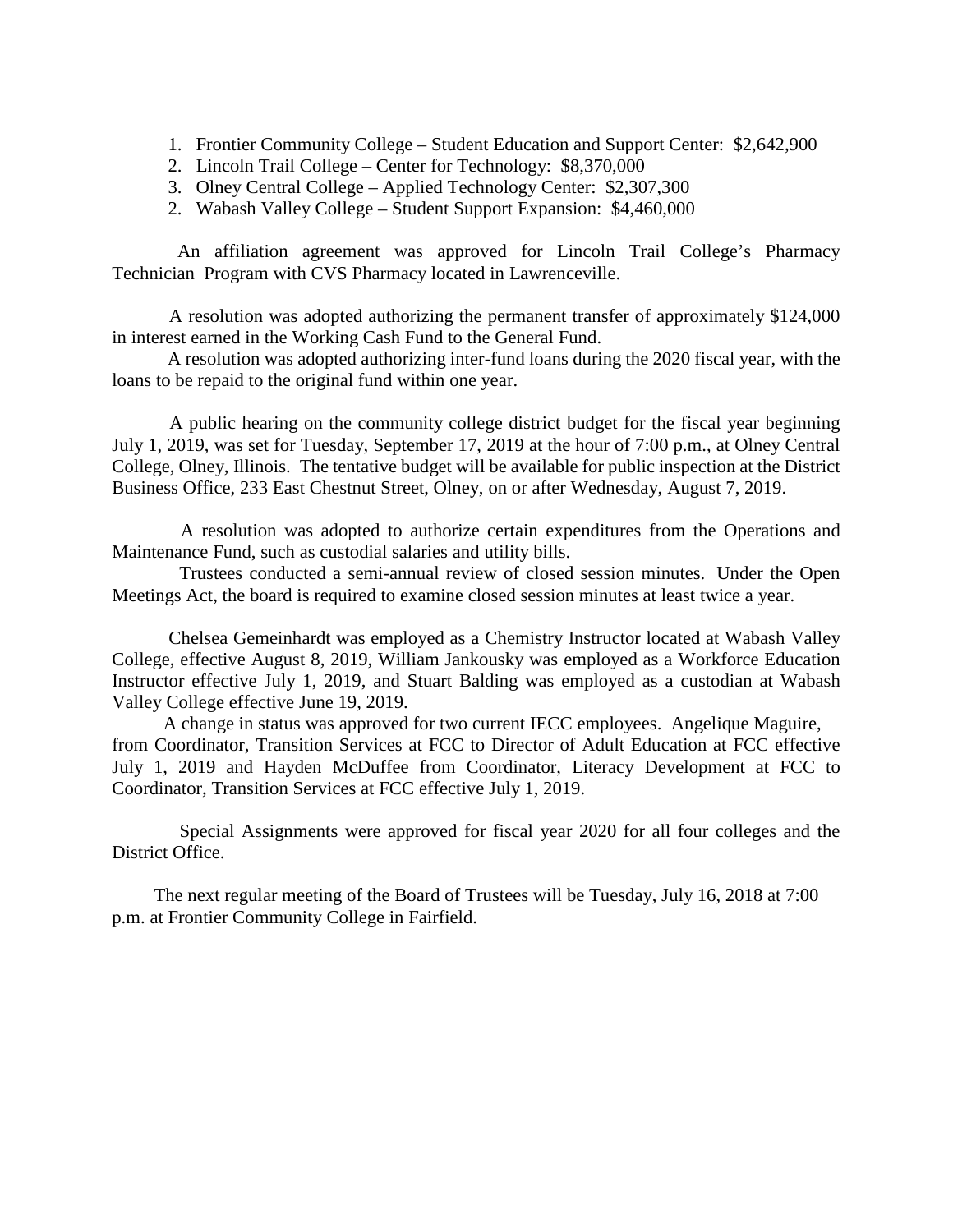1. Frontier Community College – Student Education and Support Center: $2,642,900
2. Lincoln Trail College – Center for Technology: $8,370,000
3. Olney Central College – Applied Technology Center: $2,307,300
2. Wabash Valley College – Student Support Expansion: $4,460,000

An affiliation agreement was approved for Lincoln Trail College's Pharmacy Technician Program with CVS Pharmacy located in Lawrenceville.

A resolution was adopted authorizing the permanent transfer of approximately $124,000 in interest earned in the Working Cash Fund to the General Fund.

A resolution was adopted authorizing inter-fund loans during the 2020 fiscal year, with the loans to be repaid to the original fund within one year.

A public hearing on the community college district budget for the fiscal year beginning July 1, 2019, was set for Tuesday, September 17, 2019 at the hour of 7:00 p.m., at Olney Central College, Olney, Illinois. The tentative budget will be available for public inspection at the District Business Office, 233 East Chestnut Street, Olney, on or after Wednesday, August 7, 2019.

A resolution was adopted to authorize certain expenditures from the Operations and Maintenance Fund, such as custodial salaries and utility bills.

Trustees conducted a semi-annual review of closed session minutes. Under the Open Meetings Act, the board is required to examine closed session minutes at least twice a year.

Chelsea Gemeinhardt was employed as a Chemistry Instructor located at Wabash Valley College, effective August 8, 2019, William Jankousky was employed as a Workforce Education Instructor effective July 1, 2019, and Stuart Balding was employed as a custodian at Wabash Valley College effective June 19, 2019.

A change in status was approved for two current IECC employees. Angelique Maguire, from Coordinator, Transition Services at FCC to Director of Adult Education at FCC effective July 1, 2019 and Hayden McDuffee from Coordinator, Literacy Development at FCC to Coordinator, Transition Services at FCC effective July 1, 2019.

Special Assignments were approved for fiscal year 2020 for all four colleges and the District Office.

The next regular meeting of the Board of Trustees will be Tuesday, July 16, 2018 at 7:00 p.m. at Frontier Community College in Fairfield.